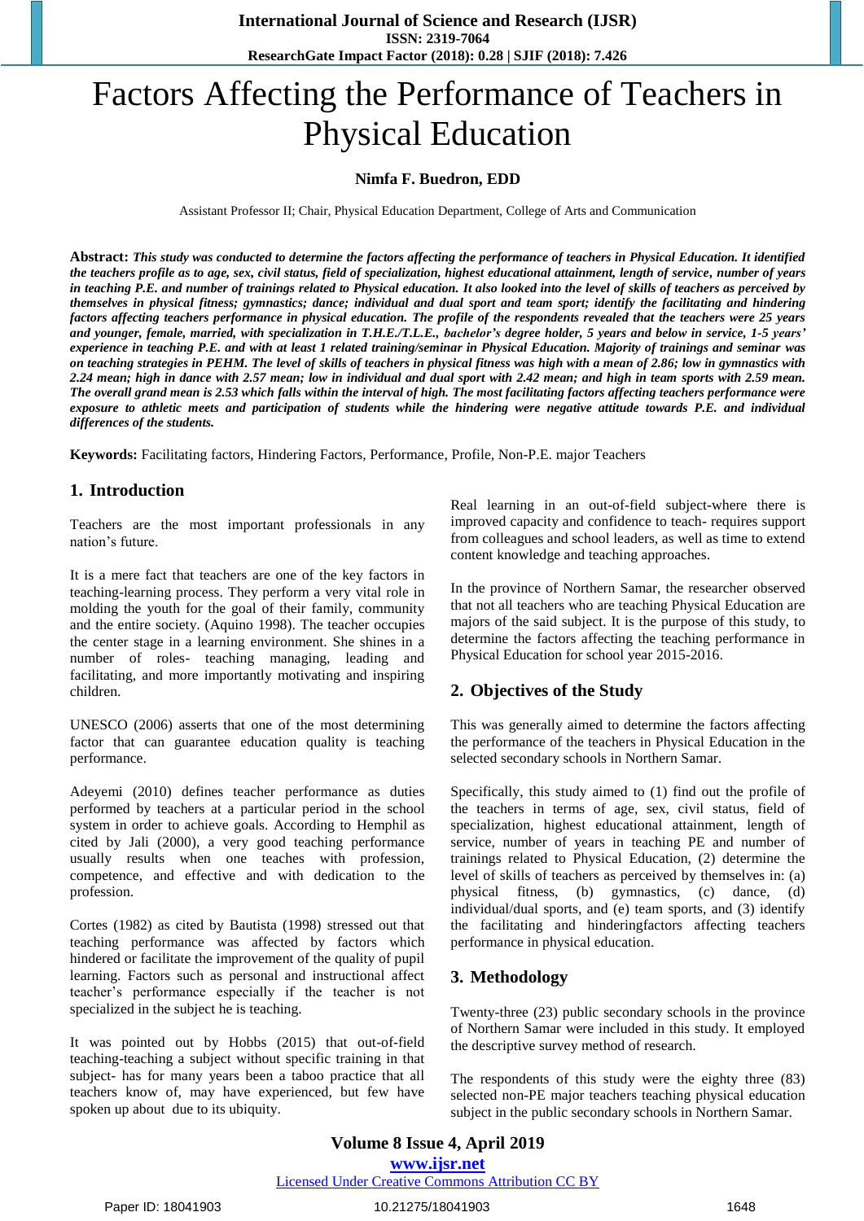# Factors Affecting the Performance of Teachers in Physical Education

**Nimfa F. Buedron, EDD**

Assistant Professor II; Chair, Physical Education Department, College of Arts and Communication

**Abstract:** ***This study was conducted to determine the factors affecting the performance of teachers in Physical Education. It identified the teachers profile as to age, sex, civil status, field of specialization, highest educational attainment, length of service, number of years in teaching P.E. and number of trainings related to Physical education. It also looked into the level of skills of teachers as perceived by themselves in physical fitness; gymnastics; dance; individual and dual sport and team sport; identify the facilitating and hindering factors affecting teachers performance in physical education. The profile of the respondents revealed that the teachers were 25 years and younger, female, married, with specialization in T.H.E./T.L.E., bachelor's degree holder, 5 years and below in service, 1-5 years' experience in teaching P.E. and with at least 1 related training/seminar in Physical Education. Majority of trainings and seminar was on teaching strategies in PEHM. The level of skills of teachers in physical fitness was high with a mean of 2.86; low in gymnastics with 2.24 mean; high in dance with 2.57 mean; low in individual and dual sport with 2.42 mean; and high in team sports with 2.59 mean. The overall grand mean is 2.53 which falls within the interval of high. The most facilitating factors affecting teachers performance were exposure to athletic meets and participation of students while the hindering were negative attitude towards P.E. and individual differences of the students.***

**Keywords:** Facilitating factors, Hindering Factors, Performance, Profile, Non-P.E. major Teachers

## 1. Introduction

Teachers are the most important professionals in any nation's future.

It is a mere fact that teachers are one of the key factors in teaching-learning process. They perform a very vital role in molding the youth for the goal of their family, community and the entire society. (Aquino 1998). The teacher occupies the center stage in a learning environment. She shines in a number of roles- teaching managing, leading and facilitating, and more importantly motivating and inspiring children.

UNESCO (2006) asserts that one of the most determining factor that can guarantee education quality is teaching performance.

Adeyemi (2010) defines teacher performance as duties performed by teachers at a particular period in the school system in order to achieve goals. According to Hemphil as cited by Jali (2000), a very good teaching performance usually results when one teaches with profession, competence, and effective and with dedication to the profession.

Cortes (1982) as cited by Bautista (1998) stressed out that teaching performance was affected by factors which hindered or facilitate the improvement of the quality of pupil learning. Factors such as personal and instructional affect teacher's performance especially if the teacher is not specialized in the subject he is teaching.

It was pointed out by Hobbs (2015) that out-of-field teaching-teaching a subject without specific training in that subject- has for many years been a taboo practice that all teachers know of, may have experienced, but few have spoken up about due to its ubiquity.

Real learning in an out-of-field subject-where there is improved capacity and confidence to teach- requires support from colleagues and school leaders, as well as time to extend content knowledge and teaching approaches.

In the province of Northern Samar, the researcher observed that not all teachers who are teaching Physical Education are majors of the said subject. It is the purpose of this study, to determine the factors affecting the teaching performance in Physical Education for school year 2015-2016.

## 2. Objectives of the Study

This was generally aimed to determine the factors affecting the performance of the teachers in Physical Education in the selected secondary schools in Northern Samar.

Specifically, this study aimed to (1) find out the profile of the teachers in terms of age, sex, civil status, field of specialization, highest educational attainment, length of service, number of years in teaching PE and number of trainings related to Physical Education, (2) determine the level of skills of teachers as perceived by themselves in: (a) physical fitness, (b) gymnastics, (c) dance, (d) individual/dual sports, and (e) team sports, and (3) identify the facilitating and hinderingfactors affecting teachers performance in physical education.

## 3. Methodology

Twenty-three (23) public secondary schools in the province of Northern Samar were included in this study. It employed the descriptive survey method of research.

The respondents of this study were the eighty three (83) selected non-PE major teachers teaching physical education subject in the public secondary schools in Northern Samar.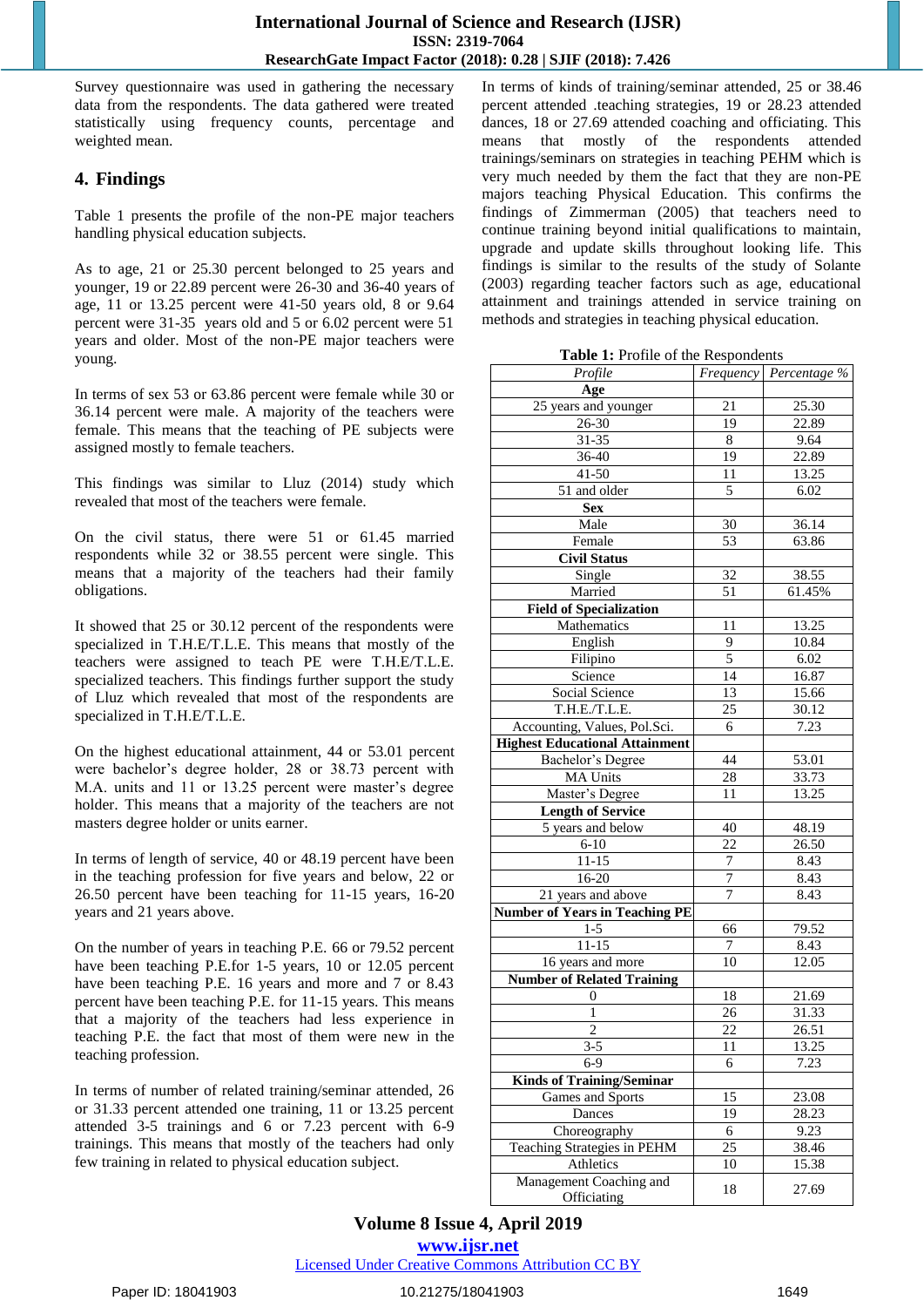Survey questionnaire was used in gathering the necessary data from the respondents. The data gathered were treated statistically using frequency counts, percentage and weighted mean.

## 4. Findings

Table 1 presents the profile of the non-PE major teachers handling physical education subjects.

As to age, 21 or 25.30 percent belonged to 25 years and younger, 19 or 22.89 percent were 26-30 and 36-40 years of age, 11 or 13.25 percent were 41-50 years old, 8 or 9.64 percent were 31-35 years old and 5 or 6.02 percent were 51 years and older. Most of the non-PE major teachers were young.

In terms of sex 53 or 63.86 percent were female while 30 or 36.14 percent were male. A majority of the teachers were female. This means that the teaching of PE subjects were assigned mostly to female teachers.

This findings was similar to Lluz (2014) study which revealed that most of the teachers were female.

On the civil status, there were 51 or 61.45 married respondents while 32 or 38.55 percent were single. This means that a majority of the teachers had their family obligations.

It showed that 25 or 30.12 percent of the respondents were specialized in T.H.E/T.L.E. This means that mostly of the teachers were assigned to teach PE were T.H.E/T.L.E. specialized teachers. This findings further support the study of Lluz which revealed that most of the respondents are specialized in T.H.E/T.L.E.

On the highest educational attainment, 44 or 53.01 percent were bachelor's degree holder, 28 or 38.73 percent with M.A. units and 11 or 13.25 percent were master's degree holder. This means that a majority of the teachers are not masters degree holder or units earner.

In terms of length of service, 40 or 48.19 percent have been in the teaching profession for five years and below, 22 or 26.50 percent have been teaching for 11-15 years, 16-20 years and 21 years above.

On the number of years in teaching P.E. 66 or 79.52 percent have been teaching P.E.for 1-5 years, 10 or 12.05 percent have been teaching P.E. 16 years and more and 7 or 8.43 percent have been teaching P.E. for 11-15 years. This means that a majority of the teachers had less experience in teaching P.E. the fact that most of them were new in the teaching profession.

In terms of number of related training/seminar attended, 26 or 31.33 percent attended one training, 11 or 13.25 percent attended 3-5 trainings and 6 or 7.23 percent with 6-9 trainings. This means that mostly of the teachers had only few training in related to physical education subject.

In terms of kinds of training/seminar attended, 25 or 38.46 percent attended .teaching strategies, 19 or 28.23 attended dances, 18 or 27.69 attended coaching and officiating. This means that mostly of the respondents attended trainings/seminars on strategies in teaching PEHM which is very much needed by them the fact that they are non-PE majors teaching Physical Education. This confirms the findings of Zimmerman (2005) that teachers need to continue training beyond initial qualifications to maintain, upgrade and update skills throughout looking life. This findings is similar to the results of the study of Solante (2003) regarding teacher factors such as age, educational attainment and trainings attended in service training on methods and strategies in teaching physical education.

**Table 1:** Profile of the Respondents

| *Profile* | *Frequency* | *Percentage %* |
|---|---|---|
| **Age** | | |
| 25 years and younger | 21 | 25.30 |
| 26-30 | 19 | 22.89 |
| 31-35 | 8 | 9.64 |
| 36-40 | 19 | 22.89 |
| 41-50 | 11 | 13.25 |
| 51 and older | 5 | 6.02 |
| **Sex** | | |
| Male | 30 | 36.14 |
| Female | 53 | 63.86 |
| **Civil Status** | | |
| Single | 32 | 38.55 |
| Married | 51 | 61.45% |
| **Field of Specialization** | | |
| Mathematics | 11 | 13.25 |
| English | 9 | 10.84 |
| Filipino | 5 | 6.02 |
| Science | 14 | 16.87 |
| Social Science | 13 | 15.66 |
| T.H.E./T.L.E. | 25 | 30.12 |
| Accounting, Values, Pol.Sci. | 6 | 7.23 |
| **Highest Educational Attainment** | | |
| Bachelor's Degree | 44 | 53.01 |
| MA Units | 28 | 33.73 |
| Master's Degree | 11 | 13.25 |
| **Length of Service** | | |
| 5 years and below | 40 | 48.19 |
| 6-10 | 22 | 26.50 |
| 11-15 | 7 | 8.43 |
| 16-20 | 7 | 8.43 |
| 21 years and above | 7 | 8.43 |
| **Number of Years in Teaching PE** | | |
| 1-5 | 66 | 79.52 |
| 11-15 | 7 | 8.43 |
| 16 years and more | 10 | 12.05 |
| **Number of Related Training** | | |
| 0 | 18 | 21.69 |
| 1 | 26 | 31.33 |
| 2 | 22 | 26.51 |
| 3-5 | 11 | 13.25 |
| 6-9 | 6 | 7.23 |
| **Kinds of Training/Seminar** | | |
| Games and Sports | 15 | 23.08 |
| Dances | 19 | 28.23 |
| Choreography | 6 | 9.23 |
| Teaching Strategies in PEHM | 25 | 38.46 |
| Athletics | 10 | 15.38 |
| Management Coaching and Officiating | 18 | 27.69 |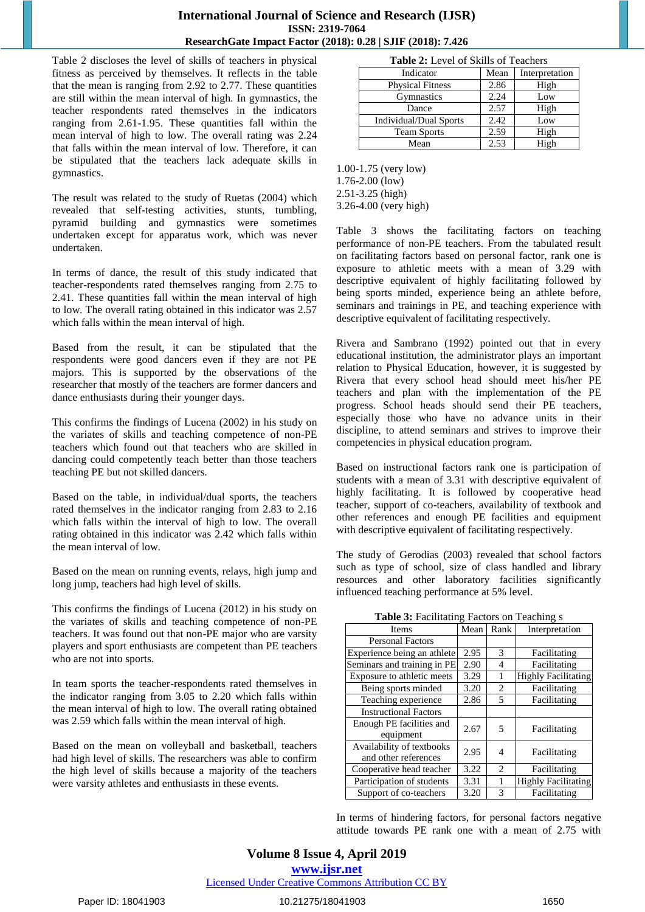Table 2 discloses the level of skills of teachers in physical fitness as perceived by themselves. It reflects in the table that the mean is ranging from 2.92 to 2.77. These quantities are still within the mean interval of high. In gymnastics, the teacher respondents rated themselves in the indicators ranging from 2.61-1.95. These quantities fall within the mean interval of high to low. The overall rating was 2.24 that falls within the mean interval of low. Therefore, it can be stipulated that the teachers lack adequate skills in gymnastics.

The result was related to the study of Ruetas (2004) which revealed that self-testing activities, stunts, tumbling, pyramid building and gymnastics were sometimes undertaken except for apparatus work, which was never undertaken.

In terms of dance, the result of this study indicated that teacher-respondents rated themselves ranging from 2.75 to 2.41. These quantities fall within the mean interval of high to low. The overall rating obtained in this indicator was 2.57 which falls within the mean interval of high.

Based from the result, it can be stipulated that the respondents were good dancers even if they are not PE majors. This is supported by the observations of the researcher that mostly of the teachers are former dancers and dance enthusiasts during their younger days.

This confirms the findings of Lucena (2002) in his study on the variates of skills and teaching competence of non-PE teachers which found out that teachers who are skilled in dancing could competently teach better than those teachers teaching PE but not skilled dancers.

Based on the table, in individual/dual sports, the teachers rated themselves in the indicator ranging from 2.83 to 2.16 which falls within the interval of high to low. The overall rating obtained in this indicator was 2.42 which falls within the mean interval of low.

Based on the mean on running events, relays, high jump and long jump, teachers had high level of skills.

This confirms the findings of Lucena (2012) in his study on the variates of skills and teaching competence of non-PE teachers. It was found out that non-PE major who are varsity players and sport enthusiasts are competent than PE teachers who are not into sports.

In team sports the teacher-respondents rated themselves in the indicator ranging from 3.05 to 2.20 which falls within the mean interval of high to low. The overall rating obtained was 2.59 which falls within the mean interval of high.

Based on the mean on volleyball and basketball, teachers had high level of skills. The researchers was able to confirm the high level of skills because a majority of the teachers were varsity athletes and enthusiasts in these events.

**Table 2:** Level of Skills of Teachers

| Indicator | Mean | Interpretation |
|---|---|---|
| Physical Fitness | 2.86 | High |
| Gymnastics | 2.24 | Low |
| Dance | 2.57 | High |
| Individual/Dual Sports | 2.42 | Low |
| Team Sports | 2.59 | High |
| Mean | 2.53 | High |

1.00-1.75 (very low)
1.76-2.00 (low)
2.51-3.25 (high)
3.26-4.00 (very high)

Table 3 shows the facilitating factors on teaching performance of non-PE teachers. From the tabulated result on facilitating factors based on personal factor, rank one is exposure to athletic meets with a mean of 3.29 with descriptive equivalent of highly facilitating followed by being sports minded, experience being an athlete before, seminars and trainings in PE, and teaching experience with descriptive equivalent of facilitating respectively.

Rivera and Sambrano (1992) pointed out that in every educational institution, the administrator plays an important relation to Physical Education, however, it is suggested by Rivera that every school head should meet his/her PE teachers and plan with the implementation of the PE progress. School heads should send their PE teachers, especially those who have no advance units in their discipline, to attend seminars and strives to improve their competencies in physical education program.

Based on instructional factors rank one is participation of students with a mean of 3.31 with descriptive equivalent of highly facilitating. It is followed by cooperative head teacher, support of co-teachers, availability of textbook and other references and enough PE facilities and equipment with descriptive equivalent of facilitating respectively.

The study of Gerodias (2003) revealed that school factors such as type of school, size of class handled and library resources and other laboratory facilities significantly influenced teaching performance at 5% level.

**Table 3:** Facilitating Factors on Teaching s

| Items | Mean | Rank | Interpretation |
|---|---|---|---|
| Personal Factors | | | |
| Experience being an athlete | 2.95 | 3 | Facilitating |
| Seminars and training in PE | 2.90 | 4 | Facilitating |
| Exposure to athletic meets | 3.29 | 1 | Highly Facilitating |
| Being sports minded | 3.20 | 2 | Facilitating |
| Teaching experience | 2.86 | 5 | Facilitating |
| Instructional Factors | | | |
| Enough PE facilities and equipment | 2.67 | 5 | Facilitating |
| Availability of textbooks and other references | 2.95 | 4 | Facilitating |
| Cooperative head teacher | 3.22 | 2 | Facilitating |
| Participation of students | 3.31 | 1 | Highly Facilitating |
| Support of co-teachers | 3.20 | 3 | Facilitating |

In terms of hindering factors, for personal factors negative attitude towards PE rank one with a mean of 2.75 with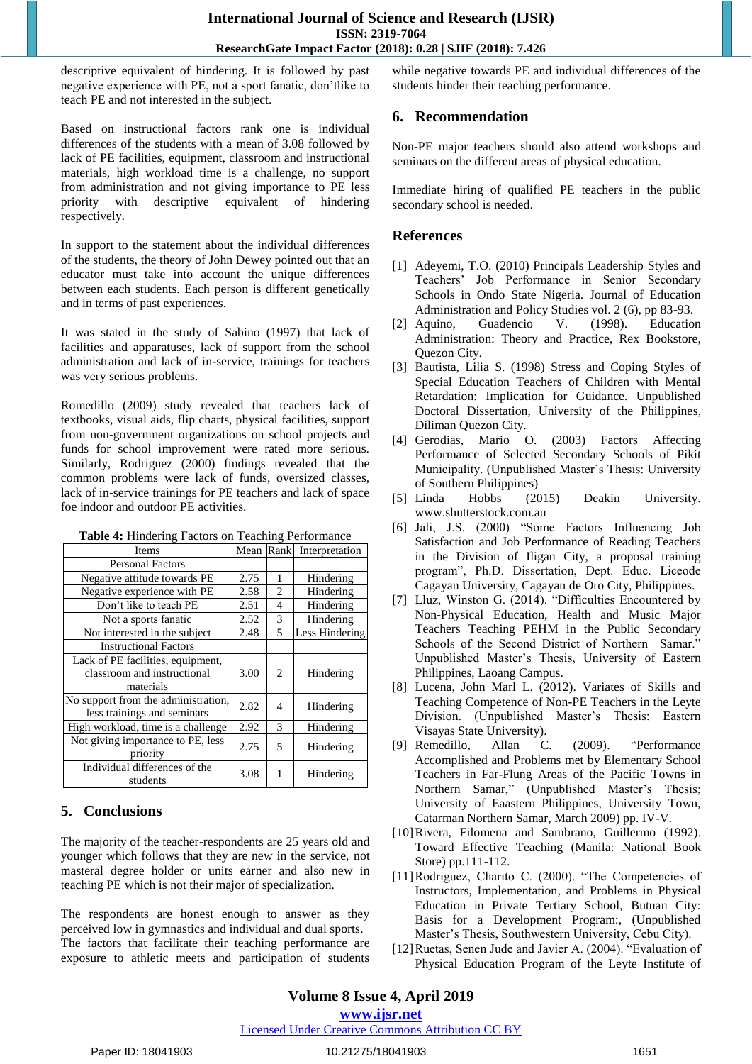descriptive equivalent of hindering. It is followed by past negative experience with PE, not a sport fanatic, don'tlike to teach PE and not interested in the subject.

Based on instructional factors rank one is individual differences of the students with a mean of 3.08 followed by lack of PE facilities, equipment, classroom and instructional materials, high workload time is a challenge, no support from administration and not giving importance to PE less priority with descriptive equivalent of hindering respectively.

In support to the statement about the individual differences of the students, the theory of John Dewey pointed out that an educator must take into account the unique differences between each students. Each person is different genetically and in terms of past experiences.

It was stated in the study of Sabino (1997) that lack of facilities and apparatuses, lack of support from the school administration and lack of in-service, trainings for teachers was very serious problems.

Romedillo (2009) study revealed that teachers lack of textbooks, visual aids, flip charts, physical facilities, support from non-government organizations on school projects and funds for school improvement were rated more serious. Similarly, Rodriguez (2000) findings revealed that the common problems were lack of funds, oversized classes, lack of in-service trainings for PE teachers and lack of space foe indoor and outdoor PE activities.

**Table 4:** Hindering Factors on Teaching Performance

| Items | Mean | Rank | Interpretation |
|---|---|---|---|
| Personal Factors | | | |
| Negative attitude towards PE | 2.75 | 1 | Hindering |
| Negative experience with PE | 2.58 | 2 | Hindering |
| Don't like to teach PE | 2.51 | 4 | Hindering |
| Not a sports fanatic | 2.52 | 3 | Hindering |
| Not interested in the subject | 2.48 | 5 | Less Hindering |
| Instructional Factors | | | |
| Lack of PE facilities, equipment, classroom and instructional materials | 3.00 | 2 | Hindering |
| No support from the administration, less trainings and seminars | 2.82 | 4 | Hindering |
| High workload, time is a challenge | 2.92 | 3 | Hindering |
| Not giving importance to PE, less priority | 2.75 | 5 | Hindering |
| Individual differences of the students | 3.08 | 1 | Hindering |

## 5. Conclusions

The majority of the teacher-respondents are 25 years old and younger which follows that they are new in the service, not masteral degree holder or units earner and also new in teaching PE which is not their major of specialization.

The respondents are honest enough to answer as they perceived low in gymnastics and individual and dual sports. The factors that facilitate their teaching performance are exposure to athletic meets and participation of students while negative towards PE and individual differences of the students hinder their teaching performance.

## 6. Recommendation

Non-PE major teachers should also attend workshops and seminars on the different areas of physical education.

Immediate hiring of qualified PE teachers in the public secondary school is needed.

## References

[1] Adeyemi, T.O. (2010) Principals Leadership Styles and Teachers' Job Performance in Senior Secondary Schools in Ondo State Nigeria. Journal of Education Administration and Policy Studies vol. 2 (6), pp 83-93.

[2] Aquino, Guadencio V. (1998). Education Administration: Theory and Practice, Rex Bookstore, Quezon City.

[3] Bautista, Lilia S. (1998) Stress and Coping Styles of Special Education Teachers of Children with Mental Retardation: Implication for Guidance. Unpublished Doctoral Dissertation, University of the Philippines, Diliman Quezon City.

[4] Gerodias, Mario O. (2003) Factors Affecting Performance of Selected Secondary Schools of Pikit Municipality. (Unpublished Master's Thesis: University of Southern Philippines)

[5] Linda Hobbs (2015) Deakin University. www.shutterstock.com.au

[6] Jali, J.S. (2000) "Some Factors Influencing Job Satisfaction and Job Performance of Reading Teachers in the Division of Iligan City, a proposal training program", Ph.D. Dissertation, Dept. Educ. Liceode Cagayan University, Cagayan de Oro City, Philippines.

[7] Lluz, Winston G. (2014). "Difficulties Encountered by Non-Physical Education, Health and Music Major Teachers Teaching PEHM in the Public Secondary Schools of the Second District of Northern Samar." Unpublished Master's Thesis, University of Eastern Philippines, Laoang Campus.

[8] Lucena, John Marl L. (2012). Variates of Skills and Teaching Competence of Non-PE Teachers in the Leyte Division. (Unpublished Master's Thesis: Eastern Visayas State University).

[9] Remedillo, Allan C. (2009). "Performance Accomplished and Problems met by Elementary School Teachers in Far-Flung Areas of the Pacific Towns in Northern Samar," (Unpublished Master's Thesis; University of Eaastern Philippines, University Town, Catarman Northern Samar, March 2009) pp. IV-V.

[10] Rivera, Filomena and Sambrano, Guillermo (1992). Toward Effective Teaching (Manila: National Book Store) pp.111-112.

[11] Rodriguez, Charito C. (2000). "The Competencies of Instructors, Implementation, and Problems in Physical Education in Private Tertiary School, Butuan City: Basis for a Development Program:, (Unpublished Master's Thesis, Southwestern University, Cebu City).

[12] Ruetas, Senen Jude and Javier A. (2004). "Evaluation of Physical Education Program of the Leyte Institute of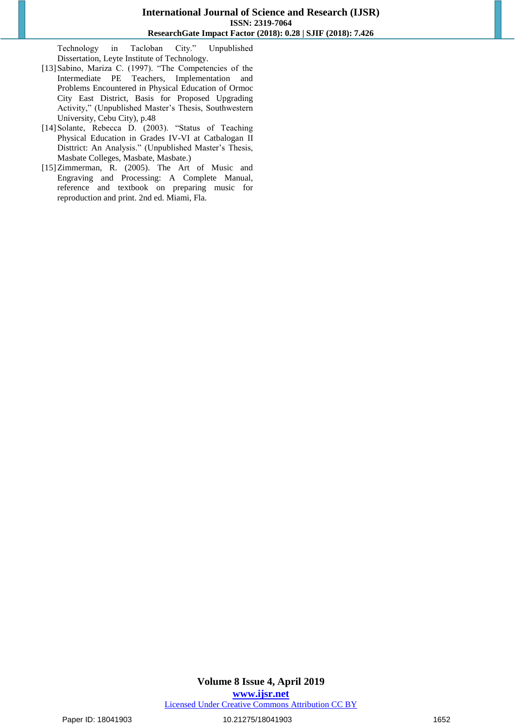Technology in Tacloban City." Unpublished Dissertation, Leyte Institute of Technology.

[13] Sabino, Mariza C. (1997). "The Competencies of the Intermediate PE Teachers, Implementation and Problems Encountered in Physical Education of Ormoc City East District, Basis for Proposed Upgrading Activity," (Unpublished Master's Thesis, Southwestern University, Cebu City), p.48

[14] Solante, Rebecca D. (2003). "Status of Teaching Physical Education in Grades IV-VI at Catbalogan II Disttrict: An Analysis." (Unpublished Master's Thesis, Masbate Colleges, Masbate, Masbate.)

[15] Zimmerman, R. (2005). The Art of Music and Engraving and Processing: A Complete Manual, reference and textbook on preparing music for reproduction and print. 2nd ed. Miami, Fla.